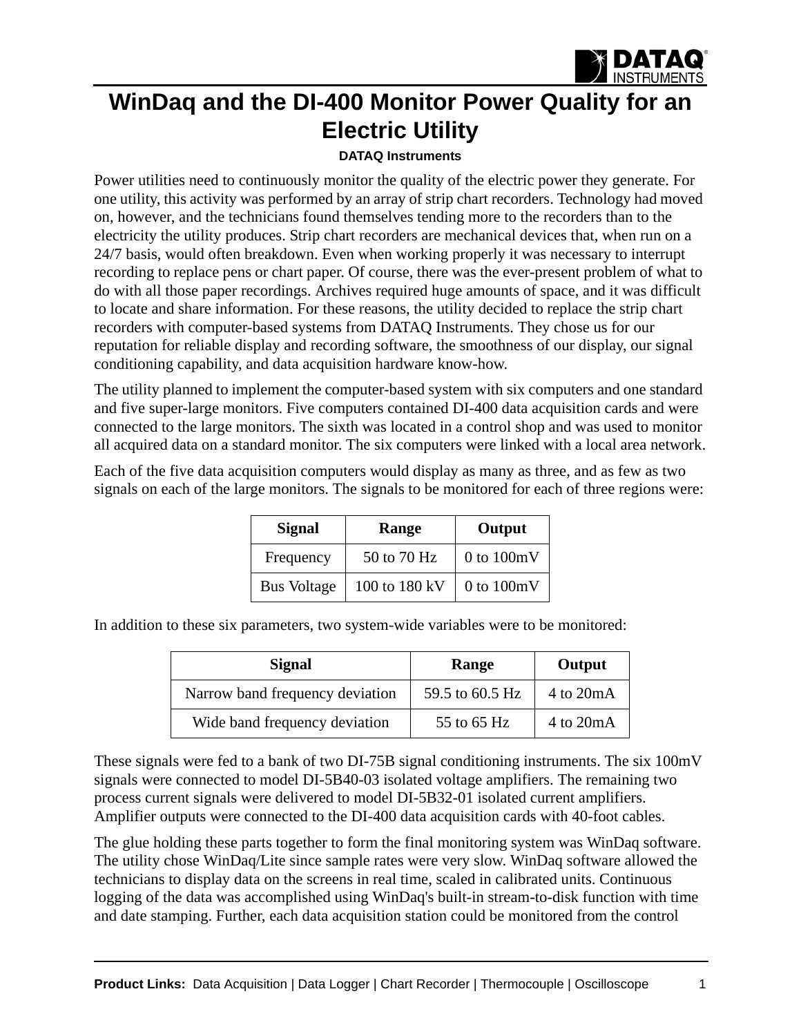# WinDaq and the DI-400 Monitor Power Quality for an Electric Utility

**DATAQ Instruments**

Power utilities need to continuously monitor the quality of the electric power they generate. For one utility, this activity was performed by an array of strip chart recorders. Technology had moved on, however, and the technicians found themselves tending more to the recorders than to the electricity the utility produces. Strip chart recorders are mechanical devices that, when run on a 24/7 basis, would often breakdown. Even when working properly it was necessary to interrupt recording to replace pens or chart paper. Of course, there was the ever-present problem of what to do with all those paper recordings. Archives required huge amounts of space, and it was difficult to locate and share information. For these reasons, the utility decided to replace the strip chart recorders with computer-based systems from DATAQ Instruments. They chose us for our reputation for reliable display and recording software, the smoothness of our display, our signal conditioning capability, and data acquisition hardware know-how.

The utility planned to implement the computer-based system with six computers and one standard and five super-large monitors. Five computers contained DI-400 data acquisition cards and were connected to the large monitors. The sixth was located in a control shop and was used to monitor all acquired data on a standard monitor. The six computers were linked with a local area network.

Each of the five data acquisition computers would display as many as three, and as few as two signals on each of the large monitors. The signals to be monitored for each of three regions were:

| Signal | Range | Output |
|---|---|---|
| Frequency | 50 to 70 Hz | 0 to 100mV |
| Bus Voltage | 100 to 180 kV | 0 to 100mV |

In addition to these six parameters, two system-wide variables were to be monitored:

| Signal | Range | Output |
|---|---|---|
| Narrow band frequency deviation | 59.5 to 60.5 Hz | 4 to 20mA |
| Wide band frequency deviation | 55 to 65 Hz | 4 to 20mA |

These signals were fed to a bank of two DI-75B signal conditioning instruments. The six 100mV signals were connected to model DI-5B40-03 isolated voltage amplifiers. The remaining two process current signals were delivered to model DI-5B32-01 isolated current amplifiers. Amplifier outputs were connected to the DI-400 data acquisition cards with 40-foot cables.

The glue holding these parts together to form the final monitoring system was WinDaq software. The utility chose WinDaq/Lite since sample rates were very slow. WinDaq software allowed the technicians to display data on the screens in real time, scaled in calibrated units. Continuous logging of the data was accomplished using WinDaq's built-in stream-to-disk function with time and date stamping. Further, each data acquisition station could be monitored from the control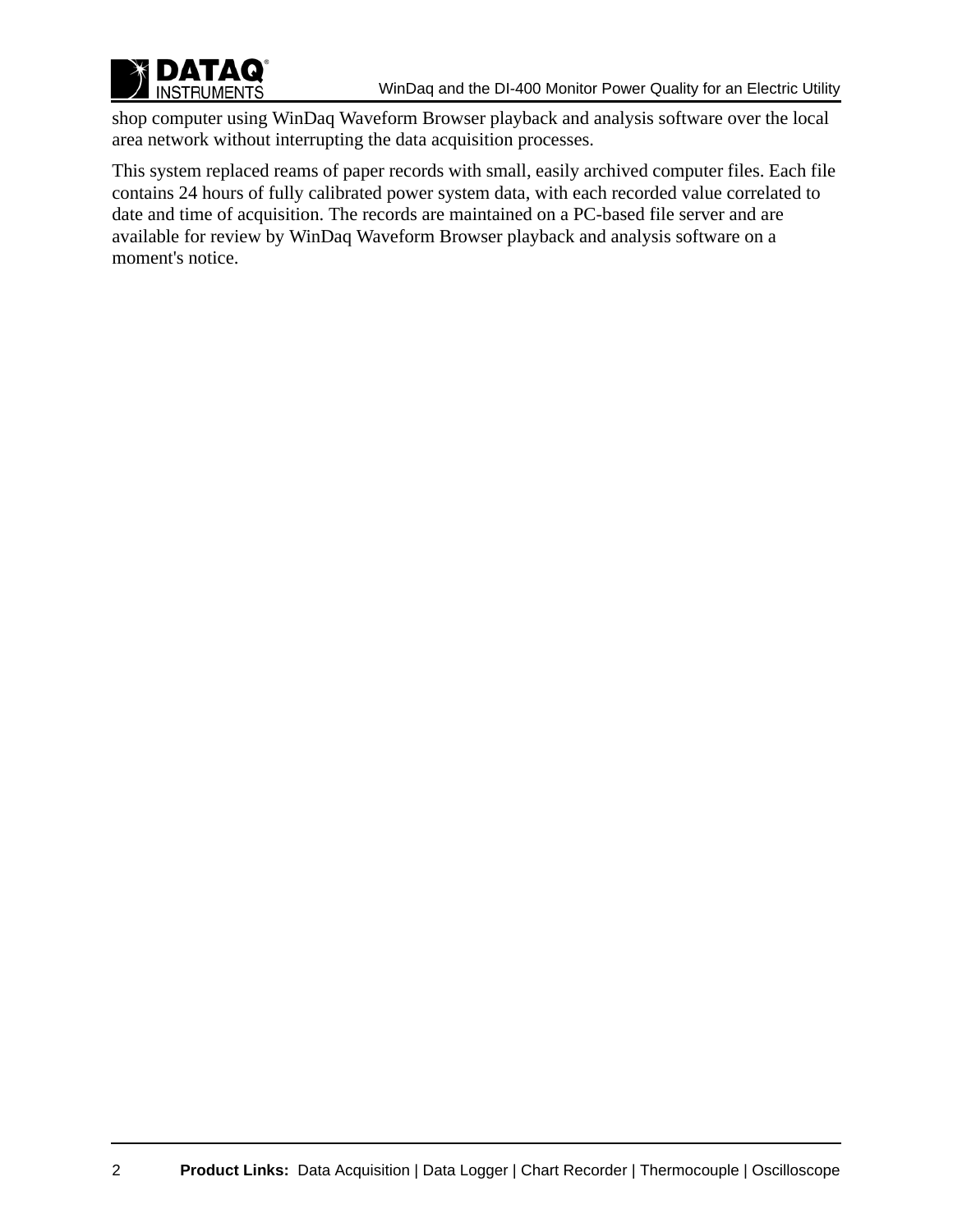shop computer using WinDaq Waveform Browser playback and analysis software over the local area network without interrupting the data acquisition processes.

This system replaced reams of paper records with small, easily archived computer files. Each file contains 24 hours of fully calibrated power system data, with each recorded value correlated to date and time of acquisition. The records are maintained on a PC-based file server and are available for review by WinDaq Waveform Browser playback and analysis software on a moment's notice.